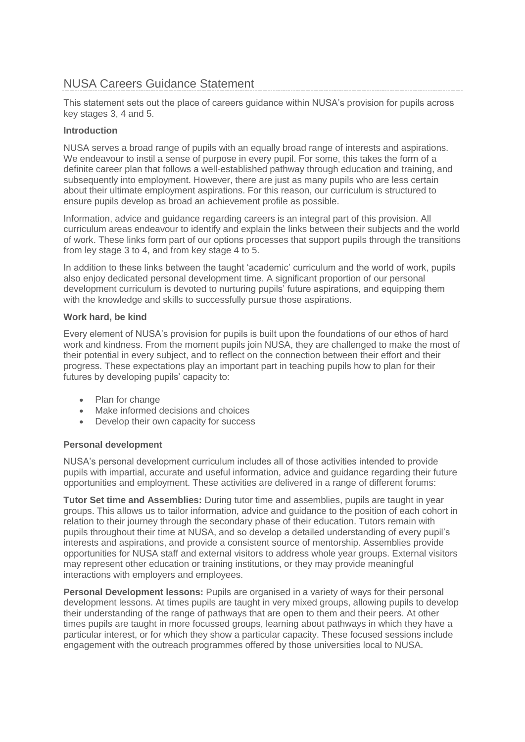# NUSA Careers Guidance Statement

This statement sets out the place of careers guidance within NUSA's provision for pupils across key stages 3, 4 and 5.

**Introduction**

NUSA serves a broad range of pupils with an equally broad range of interests and aspirations. We endeavour to instil a sense of purpose in every pupil. For some, this takes the form of a definite career plan that follows a well-established pathway through education and training, and subsequently into employment. However, there are just as many pupils who are less certain about their ultimate employment aspirations. For this reason, our curriculum is structured to ensure pupils develop as broad an achievement profile as possible.

Information, advice and guidance regarding careers is an integral part of this provision. All curriculum areas endeavour to identify and explain the links between their subjects and the world of work. These links form part of our options processes that support pupils through the transitions from ley stage 3 to 4, and from key stage 4 to 5.

In addition to these links between the taught 'academic' curriculum and the world of work, pupils also enjoy dedicated personal development time. A significant proportion of our personal development curriculum is devoted to nurturing pupils' future aspirations, and equipping them with the knowledge and skills to successfully pursue those aspirations.

**Work hard, be kind**

Every element of NUSA's provision for pupils is built upon the foundations of our ethos of hard work and kindness. From the moment pupils join NUSA, they are challenged to make the most of their potential in every subject, and to reflect on the connection between their effort and their progress. These expectations play an important part in teaching pupils how to plan for their futures by developing pupils' capacity to:

- Plan for change
- Make informed decisions and choices
- Develop their own capacity for success

**Personal development**

NUSA's personal development curriculum includes all of those activities intended to provide pupils with impartial, accurate and useful information, advice and guidance regarding their future opportunities and employment. These activities are delivered in a range of different forums:

**Tutor Set time and Assemblies:** During tutor time and assemblies, pupils are taught in year groups. This allows us to tailor information, advice and guidance to the position of each cohort in relation to their journey through the secondary phase of their education. Tutors remain with pupils throughout their time at NUSA, and so develop a detailed understanding of every pupil's interests and aspirations, and provide a consistent source of mentorship. Assemblies provide opportunities for NUSA staff and external visitors to address whole year groups. External visitors may represent other education or training institutions, or they may provide meaningful interactions with employers and employees.

**Personal Development lessons:** Pupils are organised in a variety of ways for their personal development lessons. At times pupils are taught in very mixed groups, allowing pupils to develop their understanding of the range of pathways that are open to them and their peers. At other times pupils are taught in more focussed groups, learning about pathways in which they have a particular interest, or for which they show a particular capacity. These focused sessions include engagement with the outreach programmes offered by those universities local to NUSA.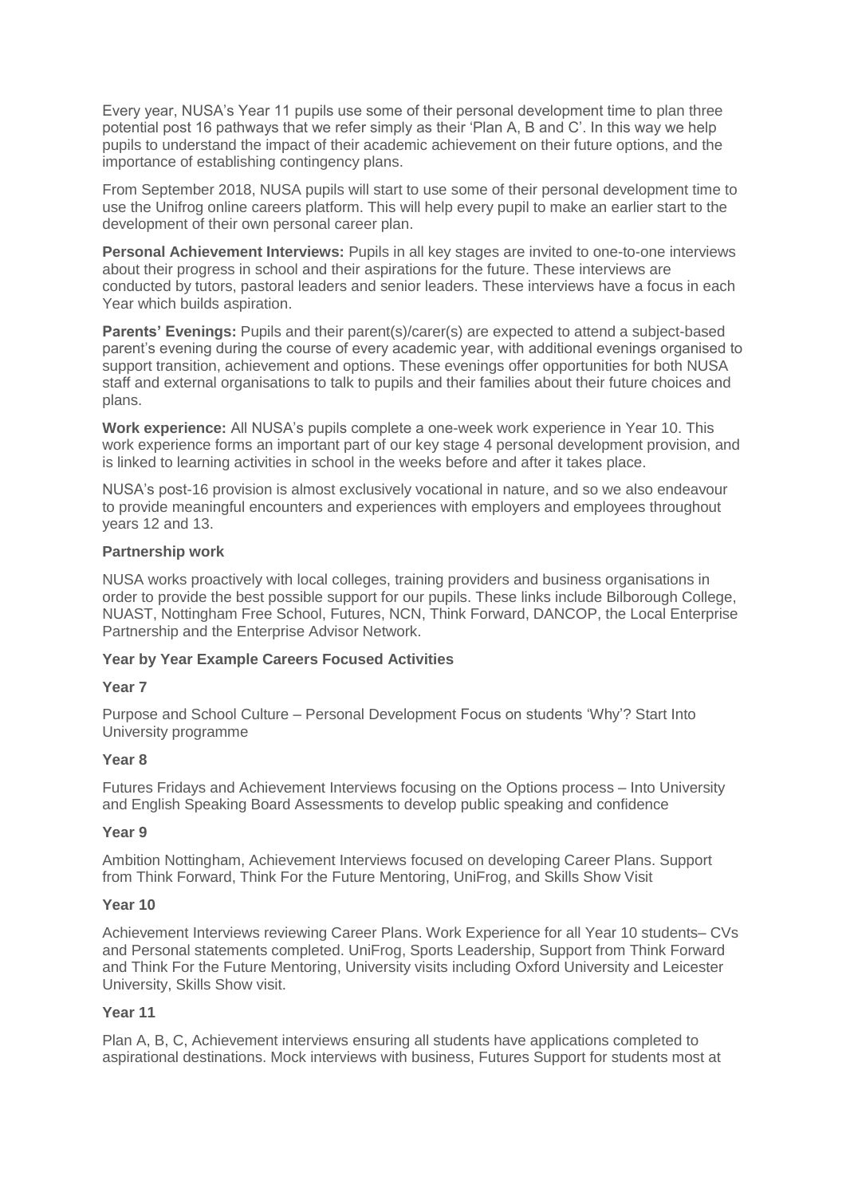Every year, NUSA's Year 11 pupils use some of their personal development time to plan three potential post 16 pathways that we refer simply as their 'Plan A, B and C'. In this way we help pupils to understand the impact of their academic achievement on their future options, and the importance of establishing contingency plans.

From September 2018, NUSA pupils will start to use some of their personal development time to use the Unifrog online careers platform. This will help every pupil to make an earlier start to the development of their own personal career plan.

**Personal Achievement Interviews:** Pupils in all key stages are invited to one-to-one interviews about their progress in school and their aspirations for the future. These interviews are conducted by tutors, pastoral leaders and senior leaders. These interviews have a focus in each Year which builds aspiration.

**Parents' Evenings:** Pupils and their parent(s)/carer(s) are expected to attend a subject-based parent's evening during the course of every academic year, with additional evenings organised to support transition, achievement and options. These evenings offer opportunities for both NUSA staff and external organisations to talk to pupils and their families about their future choices and plans.

**Work experience:** All NUSA's pupils complete a one-week work experience in Year 10. This work experience forms an important part of our key stage 4 personal development provision, and is linked to learning activities in school in the weeks before and after it takes place.

NUSA's post-16 provision is almost exclusively vocational in nature, and so we also endeavour to provide meaningful encounters and experiences with employers and employees throughout years 12 and 13.

**Partnership work**

NUSA works proactively with local colleges, training providers and business organisations in order to provide the best possible support for our pupils. These links include Bilborough College, NUAST, Nottingham Free School, Futures, NCN, Think Forward, DANCOP, the Local Enterprise Partnership and the Enterprise Advisor Network.

**Year by Year Example Careers Focused Activities**

**Year 7**

Purpose and School Culture – Personal Development Focus on students 'Why'? Start Into University programme

**Year 8**

Futures Fridays and Achievement Interviews focusing on the Options process – Into University and English Speaking Board Assessments to develop public speaking and confidence

**Year 9**

Ambition Nottingham, Achievement Interviews focused on developing Career Plans. Support from Think Forward, Think For the Future Mentoring, UniFrog, and Skills Show Visit

**Year 10**

Achievement Interviews reviewing Career Plans. Work Experience for all Year 10 students– CVs and Personal statements completed. UniFrog, Sports Leadership, Support from Think Forward and Think For the Future Mentoring, University visits including Oxford University and Leicester University, Skills Show visit.

**Year 11**

Plan A, B, C, Achievement interviews ensuring all students have applications completed to aspirational destinations. Mock interviews with business, Futures Support for students most at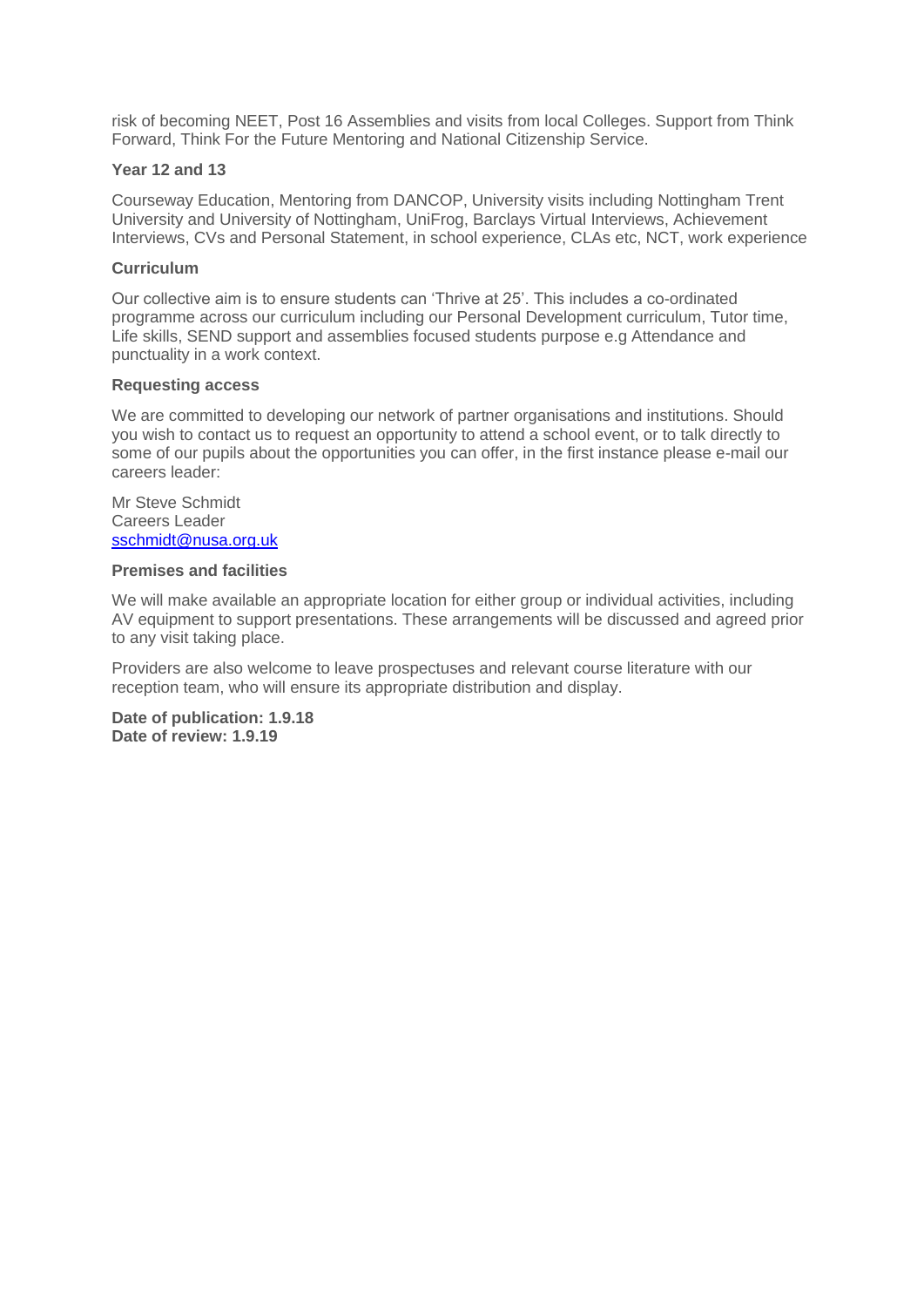risk of becoming NEET, Post 16 Assemblies and visits from local Colleges. Support from Think Forward, Think For the Future Mentoring and National Citizenship Service.

**Year 12 and 13**

Courseway Education, Mentoring from DANCOP, University visits including Nottingham Trent University and University of Nottingham, UniFrog, Barclays Virtual Interviews, Achievement Interviews, CVs and Personal Statement, in school experience, CLAs etc, NCT, work experience

**Curriculum**

Our collective aim is to ensure students can 'Thrive at 25'. This includes a co-ordinated programme across our curriculum including our Personal Development curriculum, Tutor time, Life skills, SEND support and assemblies focused students purpose e.g Attendance and punctuality in a work context.

**Requesting access**

We are committed to developing our network of partner organisations and institutions. Should you wish to contact us to request an opportunity to attend a school event, or to talk directly to some of our pupils about the opportunities you can offer, in the first instance please e-mail our careers leader:

Mr Steve Schmidt
Careers Leader
sschmidt@nusa.org.uk

**Premises and facilities**

We will make available an appropriate location for either group or individual activities, including AV equipment to support presentations. These arrangements will be discussed and agreed prior to any visit taking place.

Providers are also welcome to leave prospectuses and relevant course literature with our reception team, who will ensure its appropriate distribution and display.

**Date of publication: 1.9.18**
**Date of review: 1.9.19**